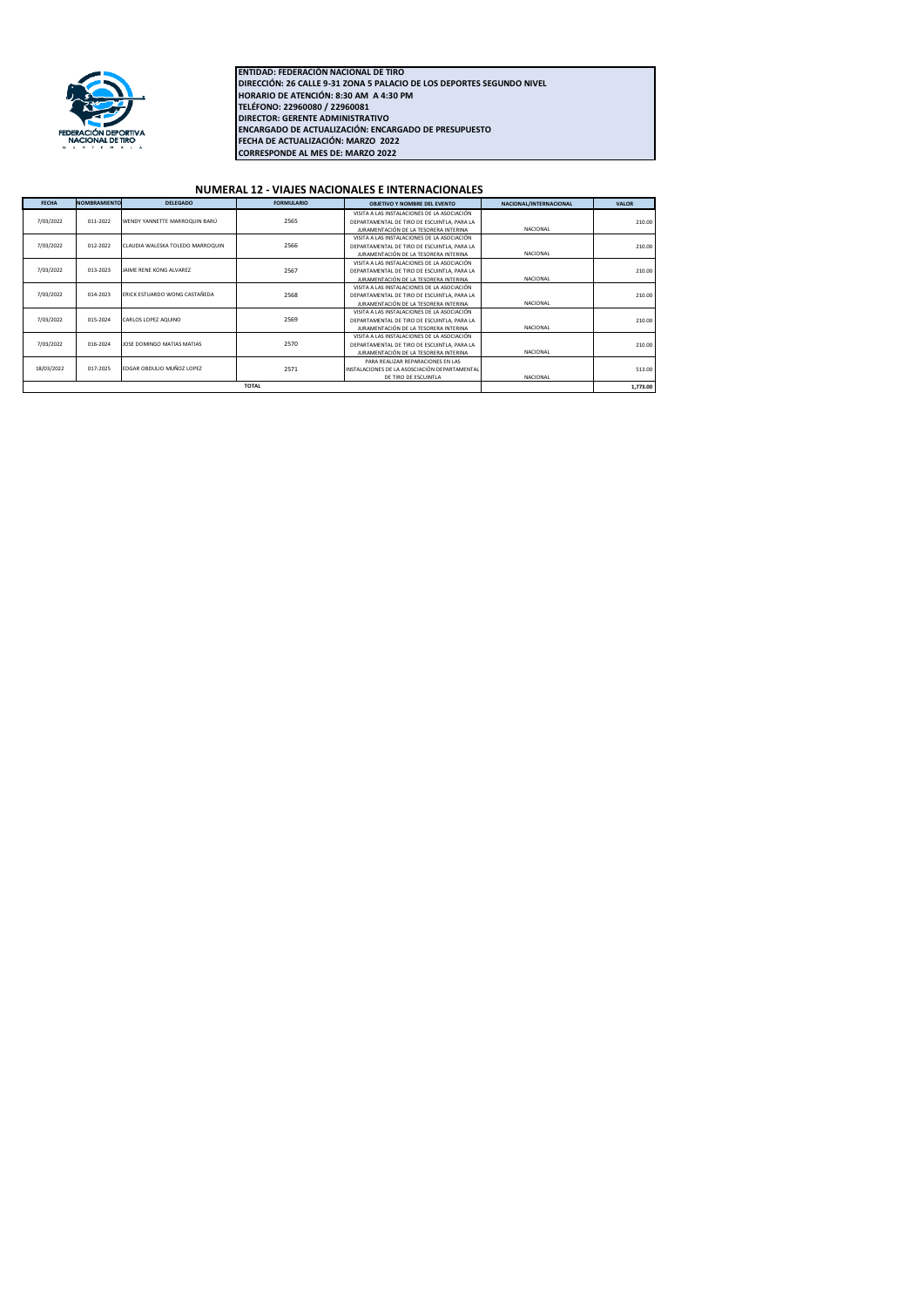**ENTIDAD: FEDERACIÓN NACIONAL DE TIRO**
**DIRECCIÓN: 26 CALLE 9-31 ZONA 5 PALACIO DE LOS DEPORTES SEGUNDO NIVEL**
**HORARIO DE ATENCIÓN: 8:30 AM A 4:30 PM**
**TELÉFONO: 22960080 / 22960081**
**DIRECTOR: GERENTE ADMINISTRATIVO**
**ENCARGADO DE ACTUALIZACIÓN: ENCARGADO DE PRESUPUESTO**
**FECHA DE ACTUALIZACIÓN: MARZO 2022**
**CORRESPONDE AL MES DE: MARZO 2022**

## NUMERAL 12 - VIAJES NACIONALES E INTERNACIONALES

| FECHA | NOMBRAMIENTO | DELEGADO | FORMULARIO | OBJETIVO Y NOMBRE DEL EVENTO | NACIONAL/INTERNACIONAL | VALOR |
|---|---|---|---|---|---|---|
| 7/03/2022 | 011-2022 | WENDY YANNETTE MARROQUIN BARÚ | 2565 | VISITA A LAS INSTALACIONES DE LA ASOCIACIÓN DEPARTAMENTAL DE TIRO DE ESCUINTLA, PARA LA JURAMENTACIÓN DE LA TESORERA INTERINA | NACIONAL | 210.00 |
| 7/03/2022 | 012-2022 | CLAUDIA WALESKA TOLEDO MARROQUIN | 2566 | VISITA A LAS INSTALACIONES DE LA ASOCIACIÓN DEPARTAMENTAL DE TIRO DE ESCUINTLA, PARA LA JURAMENTACIÓN DE LA TESORERA INTERINA | NACIONAL | 210.00 |
| 7/03/2022 | 013-2023 | JAIME RENE KONG ALVAREZ | 2567 | VISITA A LAS INSTALACIONES DE LA ASOCIACIÓN DEPARTAMENTAL DE TIRO DE ESCUINTLA, PARA LA JURAMENTACIÓN DE LA TESORERA INTERINA | NACIONAL | 210.00 |
| 7/03/2022 | 014-2023 | ERICK ESTUARDO WONG CASTAÑEDA | 2568 | VISITA A LAS INSTALACIONES DE LA ASOCIACIÓN DEPARTAMENTAL DE TIRO DE ESCUINTLA, PARA LA JURAMENTACIÓN DE LA TESORERA INTERINA | NACIONAL | 210.00 |
| 7/03/2022 | 015-2024 | CARLOS LOPEZ AQUINO | 2569 | VISITA A LAS INSTALACIONES DE LA ASOCIACIÓN DEPARTAMENTAL DE TIRO DE ESCUINTLA, PARA LA JURAMENTACIÓN DE LA TESORERA INTERINA | NACIONAL | 210.00 |
| 7/03/2022 | 016-2024 | JOSE DOMINGO MATIAS MATIAS | 2570 | VISITA A LAS INSTALACIONES DE LA ASOCIACIÓN DEPARTAMENTAL DE TIRO DE ESCUINTLA, PARA LA JURAMENTACIÓN DE LA TESORERA INTERINA | NACIONAL | 210.00 |
| 18/03/2022 | 017-2025 | EDGAR OBDULIO MUÑOZ LOPEZ | 2571 | PARA REALIZAR REPARACIONES EN LAS INSTALACIONES DE LA ASOSCIACIÓN DEPARTAMENTAL DE TIRO DE ESCUINTLA | NACIONAL | 513.00 |
| **TOTAL** | | | | | | **1,773.00** |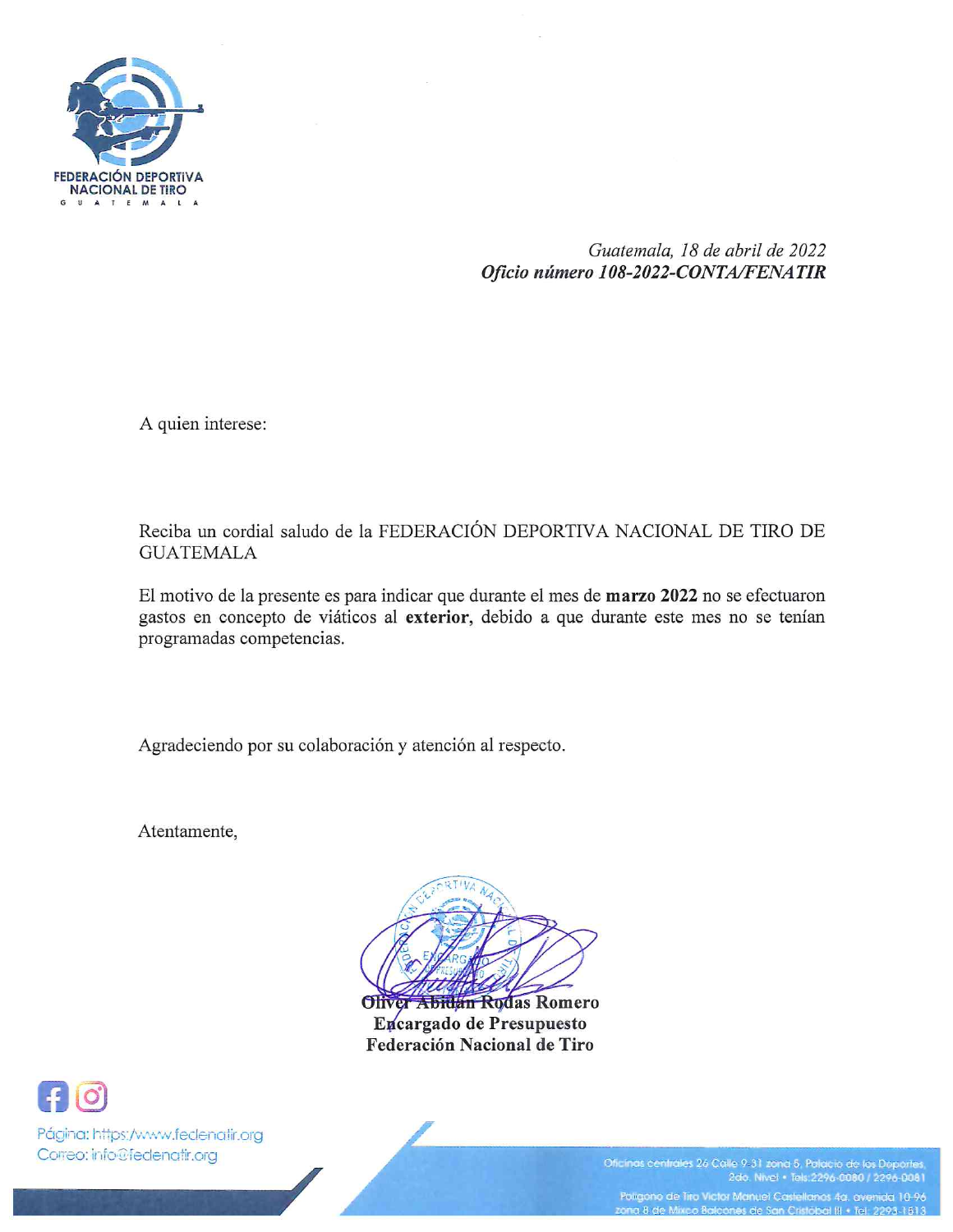FEDERACIÓN DEPORTIVA NACIONAL DE TIRO
GUATEMALA

*Guatemala, 18 de abril de 2022*
***Oficio número 108-2022-CONTA/FENATIR***

A quien interese:

Reciba un cordial saludo de la FEDERACIÓN DEPORTIVA NACIONAL DE TIRO DE GUATEMALA

El motivo de la presente es para indicar que durante el mes de **marzo 2022** no se efectuaron gastos en concepto de viáticos al **exterior,** debido a que durante este mes no se tenían programadas competencias.

Agradeciendo por su colaboración y atención al respecto.

Atentamente,

**Oliver Abidán Rodas Romero**
**Encargado de Presupuesto**
**Federación Nacional de Tiro**

Página: https://www.fedenatir.org
Correo: info@fedenatir.org

Oficinas centrales 26 Calle 9-31 zona 5, Palacio de los Deportes, 2do. Nivel • Tels:2296-0080 / 2296-0081

Polígono de Tiro Víctor Manuel Castellanos 4a. avenida 10-96 zona 8 de Mixco Balcones de San Cristóbal III • Tel: 2293-1613